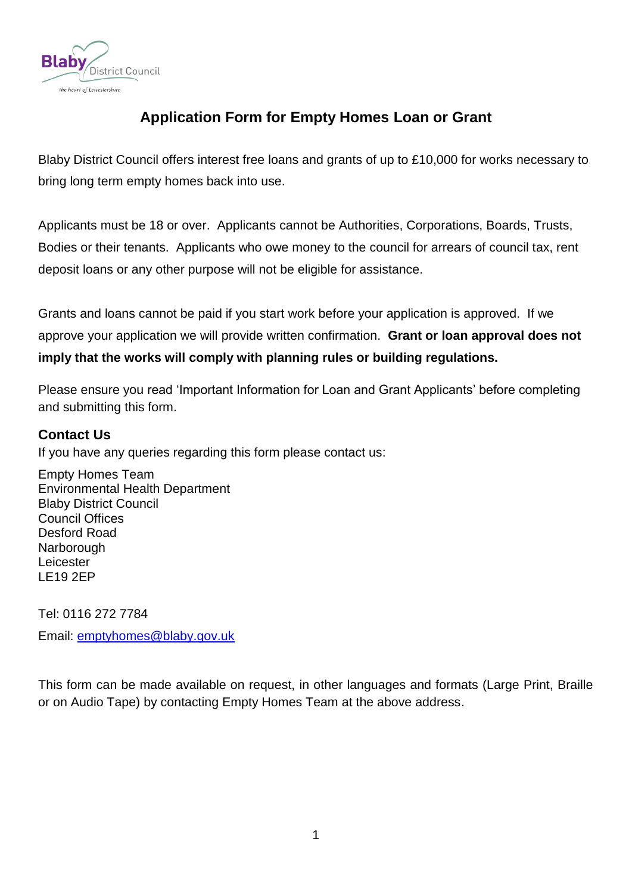# Application Form for Empty Homes Loan or Grant

Blaby District Council offers interest free loans and grants of up to £10,000 for works necessary to bring long term empty homes back into use.

Applicants must be 18 or over. Applicants cannot be Authorities, Corporations, Boards, Trusts, Bodies or their tenants. Applicants who owe money to the council for arrears of council tax, rent deposit loans or any other purpose will not be eligible for assistance.

Grants and loans cannot be paid if you start work before your application is approved. If we approve your application we will provide written confirmation. **Grant or loan approval does not imply that the works will comply with planning rules or building regulations.**

Please ensure you read 'Important Information for Loan and Grant Applicants' before completing and submitting this form.

## Contact Us

If you have any queries regarding this form please contact us:

Empty Homes Team
Environmental Health Department
Blaby District Council
Council Offices
Desford Road
Narborough
Leicester
LE19 2EP

Tel: 0116 272 7784

Email: emptyhomes@blaby.gov.uk

This form can be made available on request, in other languages and formats (Large Print, Braille or on Audio Tape) by contacting Empty Homes Team at the above address.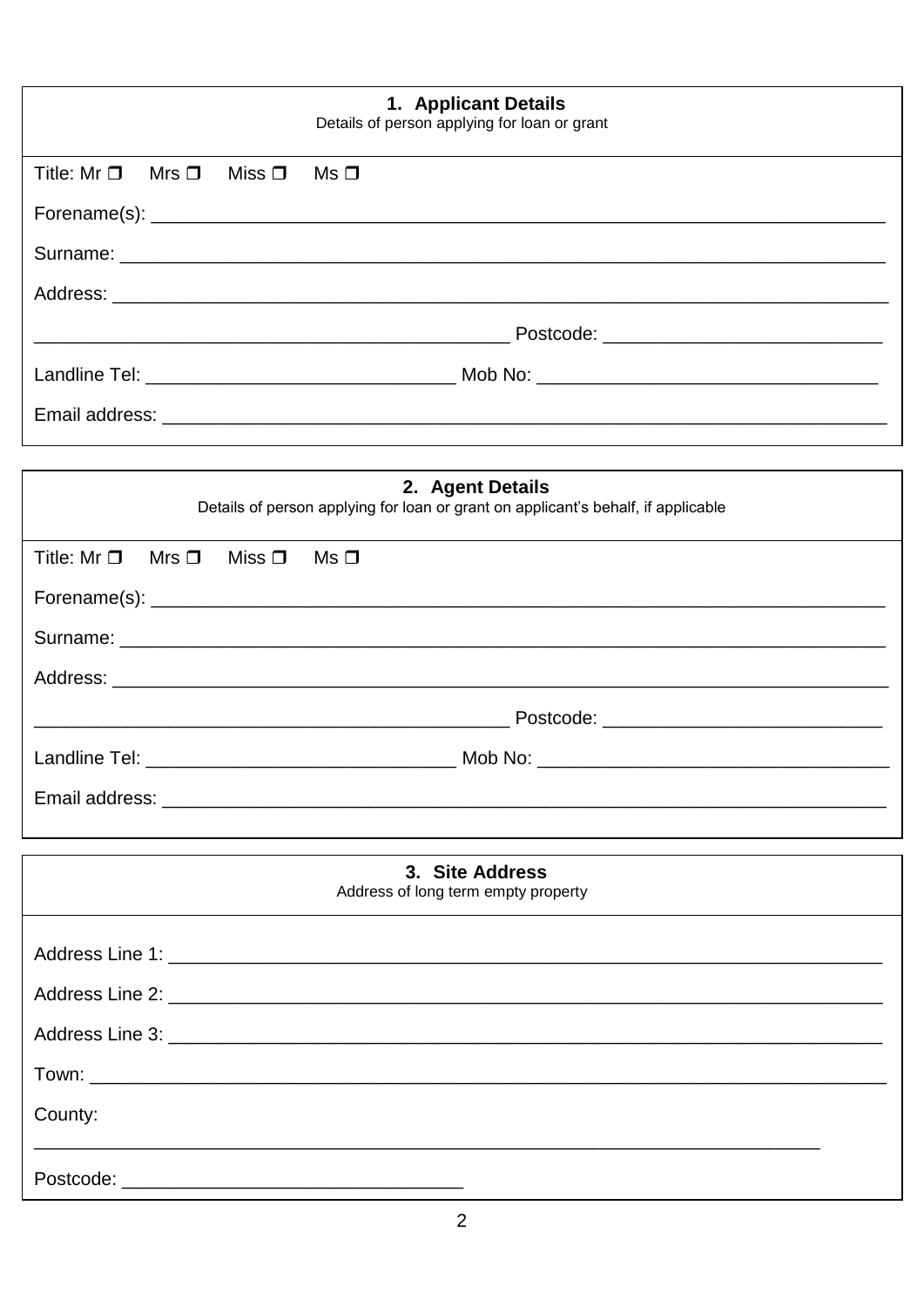## 1. Applicant Details

Details of person applying for loan or grant

Title: Mr ☐ Mrs ☐ Miss ☐ Ms ☐

Forename(s): ___________________________________________

Surname: ___________________________________________

Address: ___________________________________________

___________________________________________ Postcode: ____________________

Landline Tel: ____________________ Mob No: ____________________

Email address: ___________________________________________

## 2. Agent Details

Details of person applying for loan or grant on applicant's behalf, if applicable

Title: Mr ☐ Mrs ☐ Miss ☐ Ms ☐

Forename(s): ___________________________________________

Surname: ___________________________________________

Address: ___________________________________________

___________________________________________ Postcode: ____________________

Landline Tel: ____________________ Mob No: ____________________

Email address: ___________________________________________

## 3. Site Address

Address of long term empty property

Address Line 1: ___________________________________________

Address Line 2: ___________________________________________

Address Line 3: ___________________________________________

Town: ___________________________________________

County:

___________________________________________

Postcode: ____________________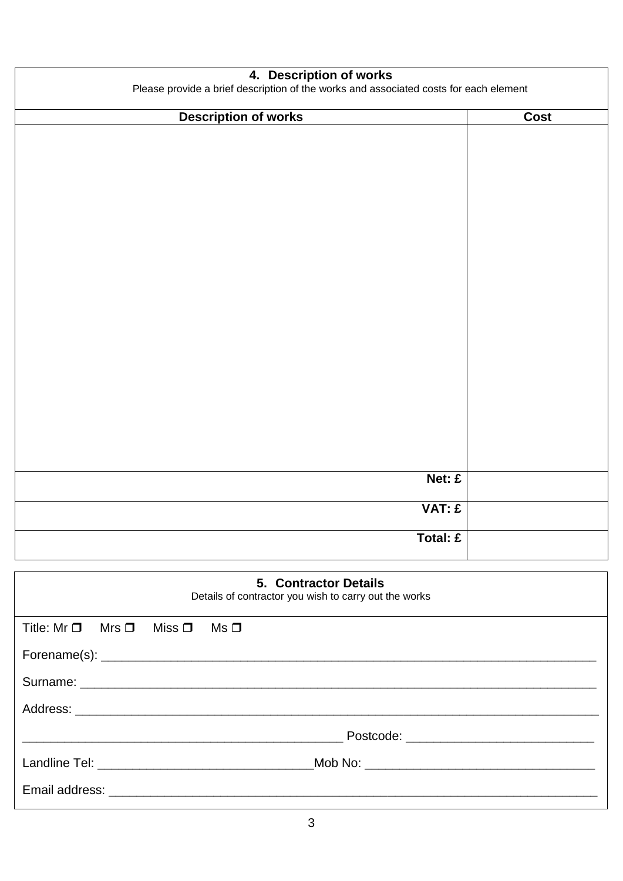## 4. Description of works

Please provide a brief description of the works and associated costs for each element

| Description of works | Cost |
| --- | --- |
| | |
| **Net: £** | |
| **VAT: £** | |
| **Total: £** | |

## 5. Contractor Details

Details of contractor you wish to carry out the works

Title: Mr ❒ Mrs ❒ Miss ❒ Ms ❒

Forename(s): ___________________________________________________________________________

Surname: ______________________________________________________________________________

Address: ______________________________________________________________________________

_______________________________________________ Postcode: ___________________________

Landline Tel: ______________________________Mob No: _________________________________

Email address: __________________________________________________________________________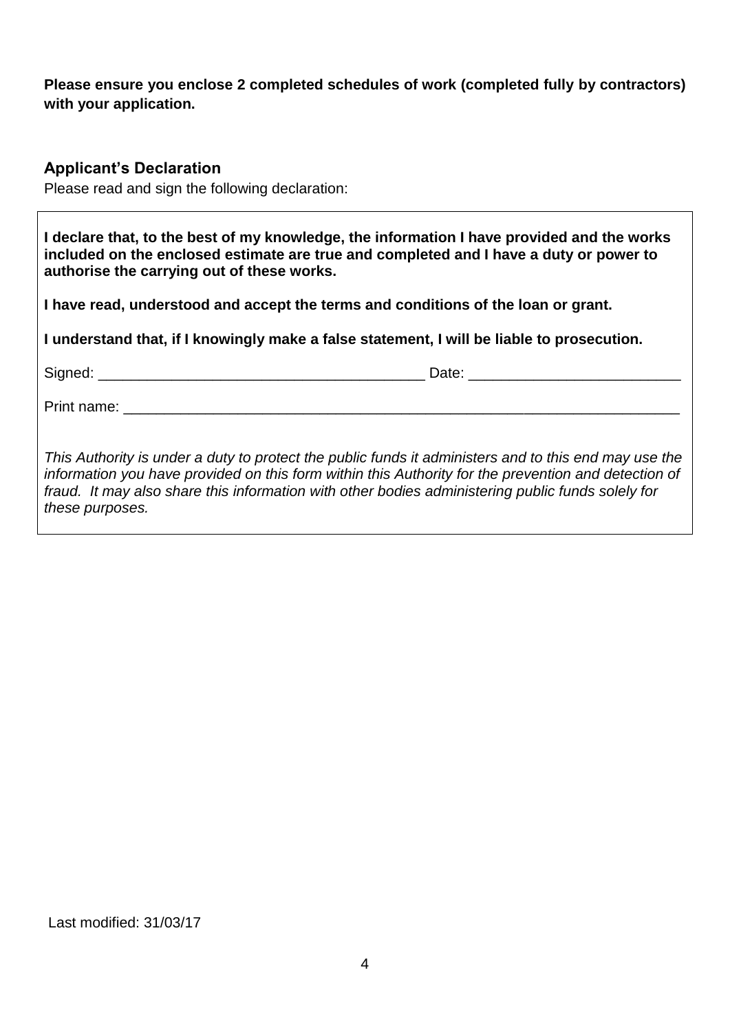**Please ensure you enclose 2 completed schedules of work (completed fully by contractors) with your application.**

## Applicant's Declaration

Please read and sign the following declaration:

**I declare that, to the best of my knowledge, the information I have provided and the works included on the enclosed estimate are true and completed and I have a duty or power to authorise the carrying out of these works.**

**I have read, understood and accept the terms and conditions of the loan or grant.**

**I understand that, if I knowingly make a false statement, I will be liable to prosecution.**

Signed: ________________________________________ Date: __________________________

Print name: _______________________________________________________________________

*This Authority is under a duty to protect the public funds it administers and to this end may use the information you have provided on this form within this Authority for the prevention and detection of fraud. It may also share this information with other bodies administering public funds solely for these purposes.*

Last modified: 31/03/17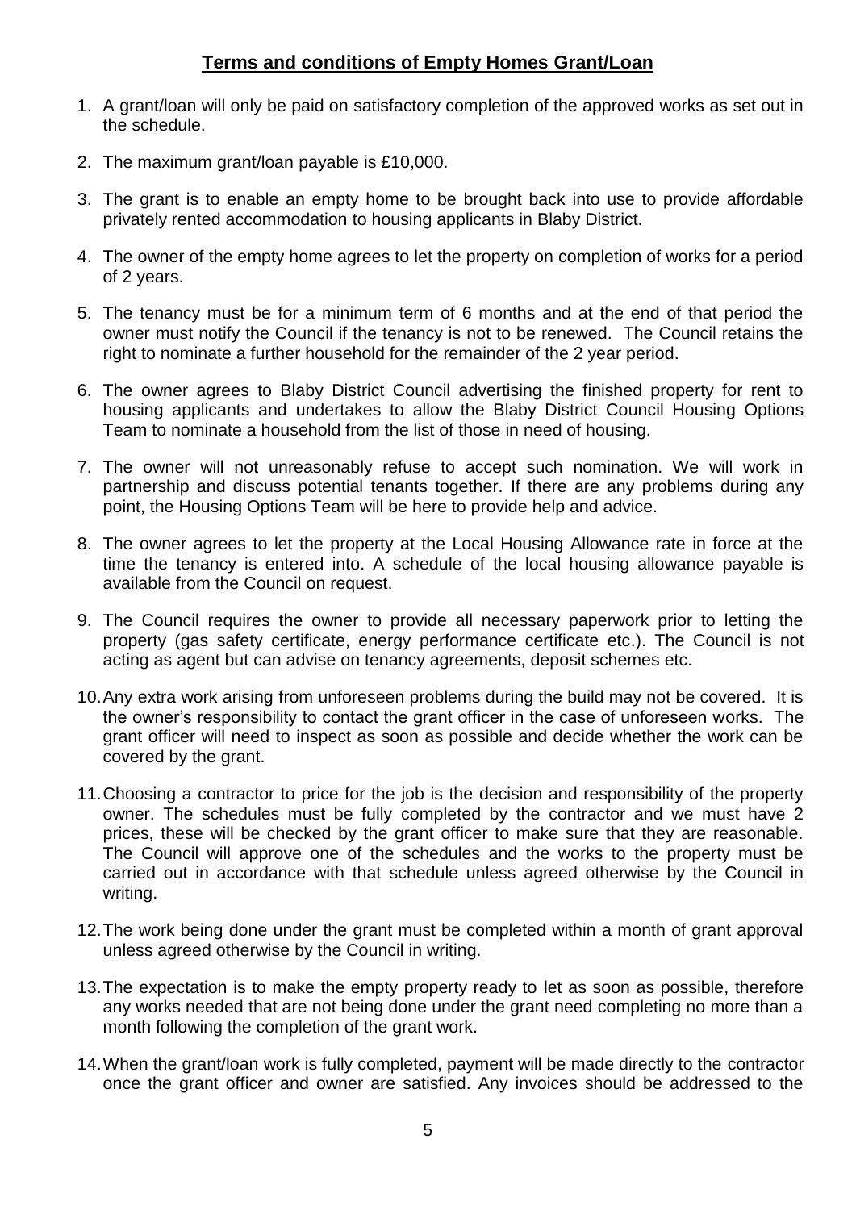## Terms and conditions of Empty Homes Grant/Loan

1. A grant/loan will only be paid on satisfactory completion of the approved works as set out in the schedule.
2. The maximum grant/loan payable is £10,000.
3. The grant is to enable an empty home to be brought back into use to provide affordable privately rented accommodation to housing applicants in Blaby District.
4. The owner of the empty home agrees to let the property on completion of works for a period of 2 years.
5. The tenancy must be for a minimum term of 6 months and at the end of that period the owner must notify the Council if the tenancy is not to be renewed. The Council retains the right to nominate a further household for the remainder of the 2 year period.
6. The owner agrees to Blaby District Council advertising the finished property for rent to housing applicants and undertakes to allow the Blaby District Council Housing Options Team to nominate a household from the list of those in need of housing.
7. The owner will not unreasonably refuse to accept such nomination. We will work in partnership and discuss potential tenants together. If there are any problems during any point, the Housing Options Team will be here to provide help and advice.
8. The owner agrees to let the property at the Local Housing Allowance rate in force at the time the tenancy is entered into. A schedule of the local housing allowance payable is available from the Council on request.
9. The Council requires the owner to provide all necessary paperwork prior to letting the property (gas safety certificate, energy performance certificate etc.). The Council is not acting as agent but can advise on tenancy agreements, deposit schemes etc.
10. Any extra work arising from unforeseen problems during the build may not be covered. It is the owner's responsibility to contact the grant officer in the case of unforeseen works. The grant officer will need to inspect as soon as possible and decide whether the work can be covered by the grant.
11. Choosing a contractor to price for the job is the decision and responsibility of the property owner. The schedules must be fully completed by the contractor and we must have 2 prices, these will be checked by the grant officer to make sure that they are reasonable. The Council will approve one of the schedules and the works to the property must be carried out in accordance with that schedule unless agreed otherwise by the Council in writing.
12. The work being done under the grant must be completed within a month of grant approval unless agreed otherwise by the Council in writing.
13. The expectation is to make the empty property ready to let as soon as possible, therefore any works needed that are not being done under the grant need completing no more than a month following the completion of the grant work.
14. When the grant/loan work is fully completed, payment will be made directly to the contractor once the grant officer and owner are satisfied. Any invoices should be addressed to the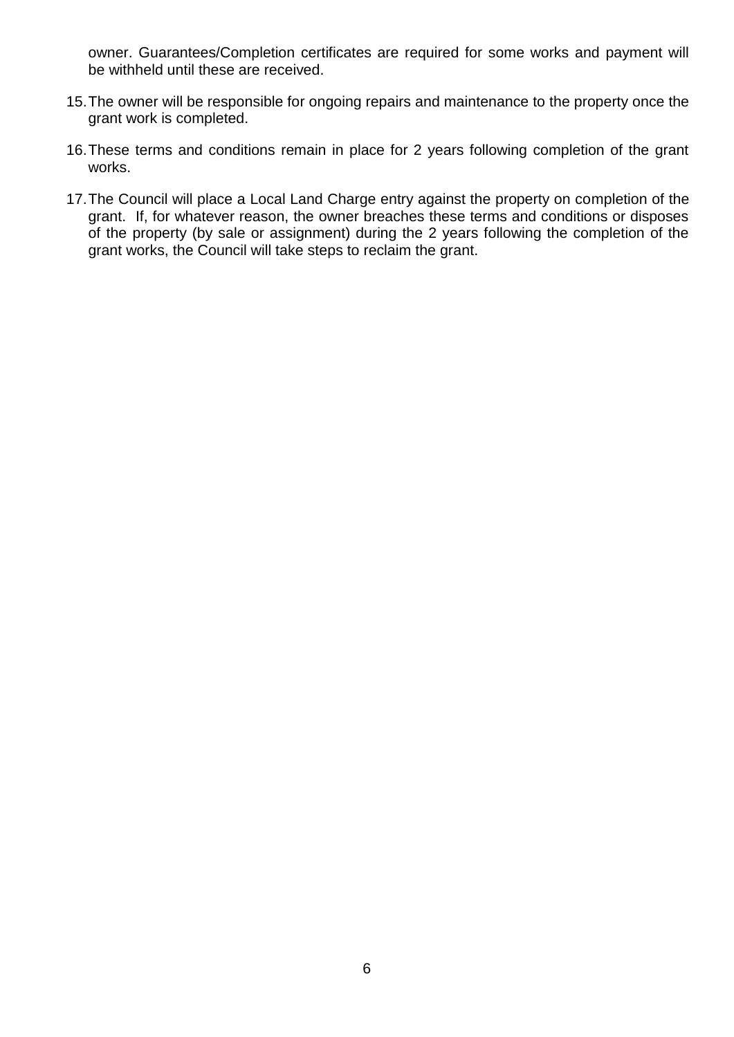owner. Guarantees/Completion certificates are required for some works and payment will be withheld until these are received.

15. The owner will be responsible for ongoing repairs and maintenance to the property once the grant work is completed.

16. These terms and conditions remain in place for 2 years following completion of the grant works.

17. The Council will place a Local Land Charge entry against the property on completion of the grant. If, for whatever reason, the owner breaches these terms and conditions or disposes of the property (by sale or assignment) during the 2 years following the completion of the grant works, the Council will take steps to reclaim the grant.